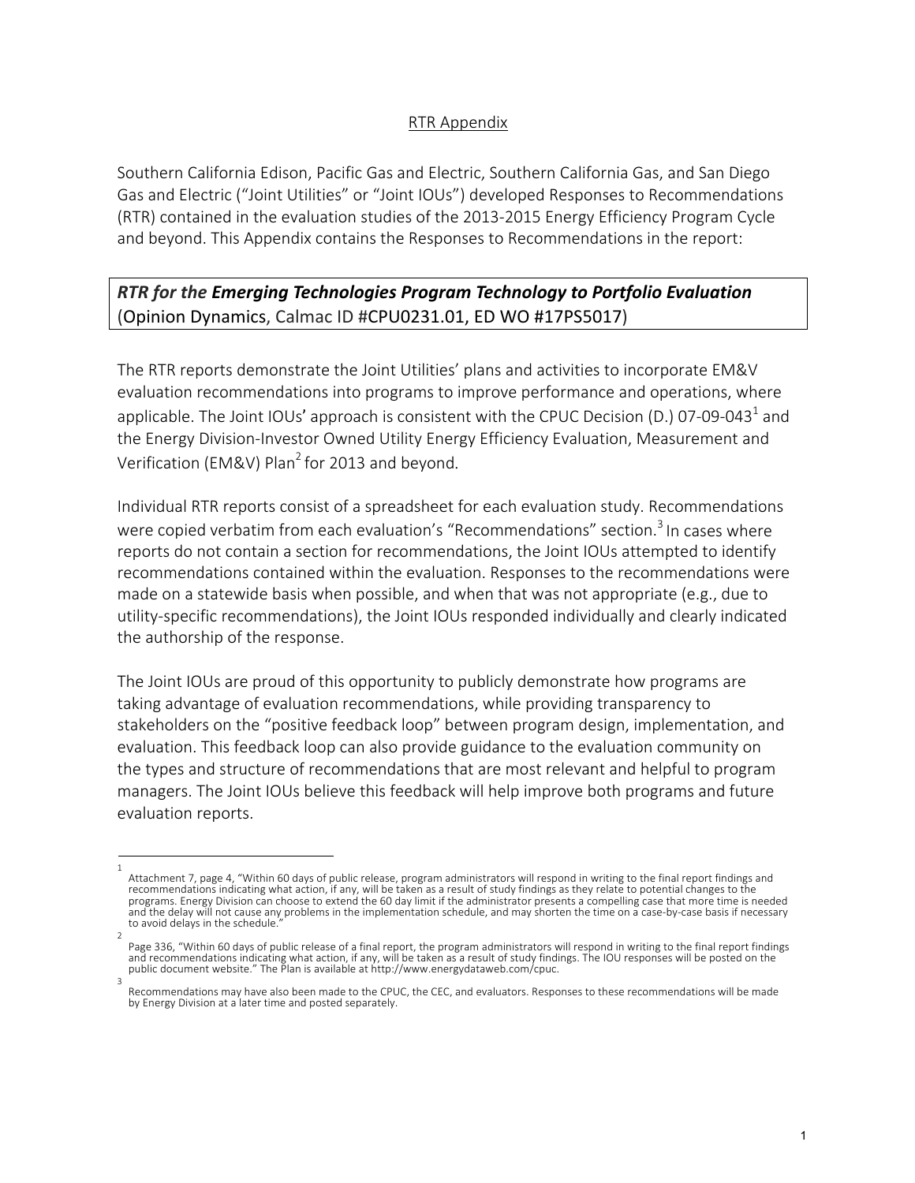# RTR Appendix

Southern California Edison, Pacific Gas and Electric, Southern California Gas, and San Diego Gas and Electric ("Joint Utilities" or "Joint IOUs") developed Responses to Recommendations (RTR) contained in the evaluation studies of the 2013-2015 Energy Efficiency Program Cycle and beyond. This Appendix contains the Responses to Recommendations in the report:

## ***RTR for the Emerging Technologies Program Technology to Portfolio Evaluation*** (Opinion Dynamics, Calmac ID #CPU0231.01, ED WO #17PS5017)

The RTR reports demonstrate the Joint Utilities' plans and activities to incorporate EM&V evaluation recommendations into programs to improve performance and operations, where applicable. The Joint IOUs' approach is consistent with the CPUC Decision (D.) 07-09-043[1] and the Energy Division-Investor Owned Utility Energy Efficiency Evaluation, Measurement and Verification (EM&V) Plan[2] for 2013 and beyond.

Individual RTR reports consist of a spreadsheet for each evaluation study. Recommendations were copied verbatim from each evaluation's "Recommendations" section.[3] In cases where reports do not contain a section for recommendations, the Joint IOUs attempted to identify recommendations contained within the evaluation. Responses to the recommendations were made on a statewide basis when possible, and when that was not appropriate (e.g., due to utility-specific recommendations), the Joint IOUs responded individually and clearly indicated the authorship of the response.

The Joint IOUs are proud of this opportunity to publicly demonstrate how programs are taking advantage of evaluation recommendations, while providing transparency to stakeholders on the "positive feedback loop" between program design, implementation, and evaluation. This feedback loop can also provide guidance to the evaluation community on the types and structure of recommendations that are most relevant and helpful to program managers. The Joint IOUs believe this feedback will help improve both programs and future evaluation reports.

---

[1] Attachment 7, page 4, "Within 60 days of public release, program administrators will respond in writing to the final report findings and recommendations indicating what action, if any, will be taken as a result of study findings as they relate to potential changes to the programs. Energy Division can choose to extend the 60 day limit if the administrator presents a compelling case that more time is needed and the delay will not cause any problems in the implementation schedule, and may shorten the time on a case-by-case basis if necessary to avoid delays in the schedule."

[2] Page 336, "Within 60 days of public release of a final report, the program administrators will respond in writing to the final report findings and recommendations indicating what action, if any, will be taken as a result of study findings. The IOU responses will be posted on the public document website." The Plan is available at http://www.energydataweb.com/cpuc.

[3] Recommendations may have also been made to the CPUC, the CEC, and evaluators. Responses to these recommendations will be made by Energy Division at a later time and posted separately.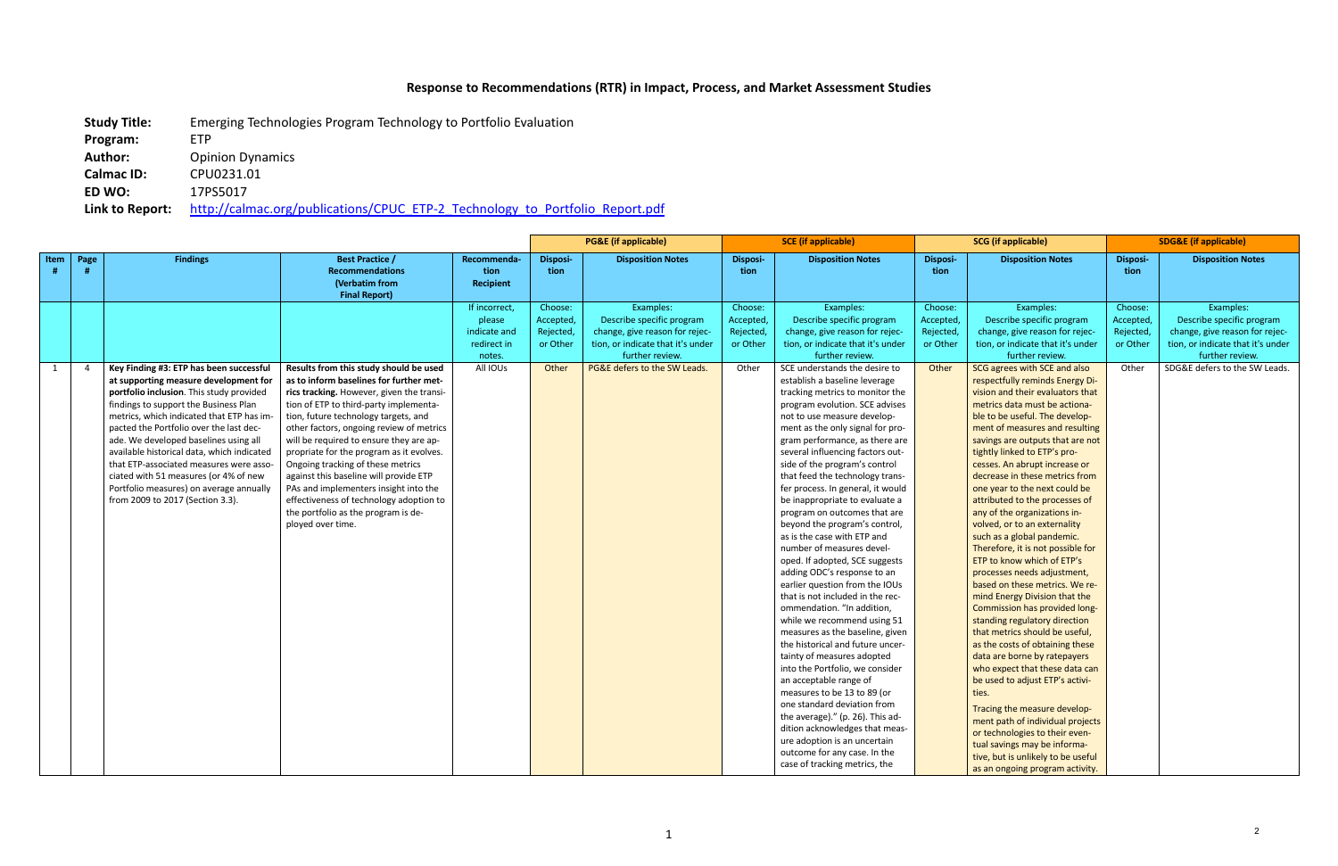## Response to Recommendations (RTR) in Impact, Process, and Market Assessment Studies

**Study Title:** Emerging Technologies Program Technology to Portfolio Evaluation
**Program:** ETP
**Author:** Opinion Dynamics
**Calmac ID:** CPU0231.01
**ED WO:** 17PS5017
**Link to Report:** http://calmac.org/publications/CPUC_ETP-2_Technology_to_Portfolio_Report.pdf

| | | | | | PG&E (if applicable) | | SCE (if applicable) | | SCG (if applicable) | | SDG&E (if applicable) | |
|---|---|---|---|---|---|---|---|---|---|---|---|---|
| Item # | Page # | Findings | Best Practice / Recommendations (Verbatim from Final Report) | Recommendation Recipient | Disposition | Disposition Notes | Disposition | Disposition Notes | Disposition | Disposition Notes | Disposition | Disposition Notes |
| | | | | If incorrect, please indicate and redirect in notes. | Choose: Accepted, Rejected, or Other | Examples: Describe specific program change, give reason for rejection, or indicate that it's under further review. | Choose: Accepted, Rejected, or Other | Examples: Describe specific program change, give reason for rejection, or indicate that it's under further review. | Choose: Accepted, Rejected, or Other | Examples: Describe specific program change, give reason for rejection, or indicate that it's under further review. | Choose: Accepted, Rejected, or Other | Examples: Describe specific program change, give reason for rejection, or indicate that it's under further review. |
| 1 | 4 | **Key Finding #3: ETP has been successful at supporting measure development for portfolio inclusion**. This study provided findings to support the Business Plan metrics, which indicated that ETP has impacted the Portfolio over the last decade. We developed baselines using all available historical data, which indicated that ETP-associated measures were associated with 51 measures (or 4% of new Portfolio measures) on average annually from 2009 to 2017 (Section 3.3). | **Results from this study should be used as to inform baselines for further metrics tracking.** However, given the transition of ETP to third-party implementation, future technology targets, and other factors, ongoing review of metrics will be required to ensure they are appropriate for the program as it evolves. Ongoing tracking of these metrics against this baseline will provide ETP PAs and implementers insight into the effectiveness of technology adoption to the portfolio as the program is deployed over time. | All IOUs | Other | PG&E defers to the SW Leads. | Other | SCE understands the desire to establish a baseline leverage tracking metrics to monitor the program evolution. SCE advises not to use measure development as the only signal for program performance, as there are several influencing factors outside of the program's control that feed the technology transfer process. In general, it would be inappropriate to evaluate a program on outcomes that are beyond the program's control, as is the case with ETP and number of measures developed. If adopted, SCE suggests adding ODC's response to an earlier question from the IOUs that is not included in the recommendation. "In addition, while we recommend using 51 measures as the baseline, given the historical and future uncertainty of measures adopted into the Portfolio, we consider an acceptable range of measures to be 13 to 89 (or one standard deviation from the average)." (p. 26). This addition acknowledges that measure adoption is an uncertain outcome for any case. In the case of tracking metrics, the | Other | SCG agrees with SCE and also respectfully reminds Energy Division and their evaluators that metrics data must be actionable to be useful. The development of measures and resulting savings are outputs that are not tightly linked to ETP's processes. An abrupt increase or decrease in these metrics from one year to the next could be attributed to the processes of any of the organizations involved, or to an externality such as a global pandemic. Therefore, it is not possible for ETP to know which of ETP's processes needs adjustment, based on these metrics. We remind Energy Division that the Commission has provided longstanding regulatory direction that metrics should be useful, as the costs of obtaining these data are borne by ratepayers who expect that these data can be used to adjust ETP's activities.<br><br>Tracing the measure development path of individual projects or technologies to their eventual savings may be informative, but is unlikely to be useful as an ongoing program activity. | Other | SDG&E defers to the SW Leads. |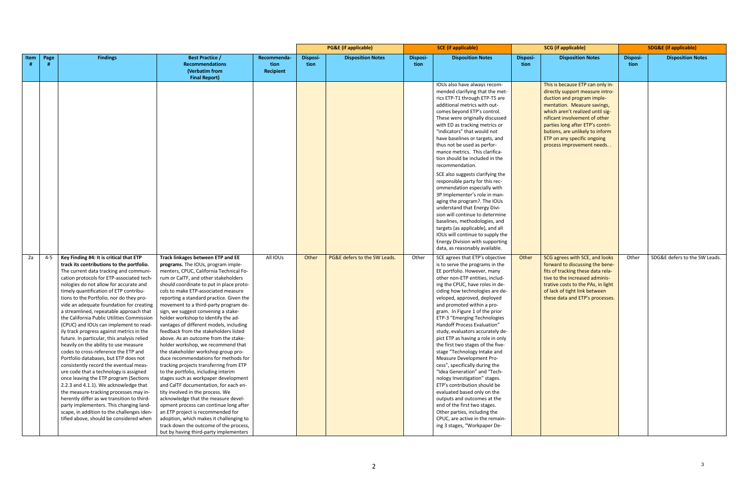| Item # | Page # | Findings | Best Practice / Recommendations (Verbatim from Final Report) | Recommendation Recipient | PG&E (if applicable) | | SCE (if applicable) | | SCG (if applicable) | | SDG&E (if applicable) | |
|---|---|---|---|---|---|---|---|---|---|---|---|---|
| | | | | | Disposition | Disposition Notes | Disposition | Disposition Notes | Disposition | Disposition Notes | Disposition | Disposition Notes |
| | | | | | | | | IOUs also have always recommended clarifying that the metrics ETP-T1 through ETP-T5 are additional metrics with outcomes beyond ETP's control. These were originally discussed with ED as tracking metrics or "indicators" that would not have baselines or targets, and thus not be used as performance metrics. This clarification should be included in the recommendation.<br><br>SCE also suggests clarifying the responsible party for this recommendation especially with 3P Implementer's role in managing the program?. The IOUs understand that Energy Division will continue to determine baselines, methodologies, and targets (as applicable), and all IOUs will continue to supply the Energy Division with supporting data, as reasonably available. | | This is because ETP can only indirectly support measure introduction and program implementation. Measure savings, which aren't realized until significant involvement of other parties long after ETP's contributions, are unlikely to inform ETP on any specific ongoing process improvement needs. . | | |
| 2a | 4-5 | **Key Finding #4: It is critical that ETP track its contributions to the portfolio.** The current data tracking and communication protocols for ETP-associated technologies do not allow for accurate and timely quantification of ETP contributions to the Portfolio, nor do they provide an adequate foundation for creating a streamlined, repeatable approach that the California Public Utilities Commission (CPUC) and IOUs can implement to readily track progress against metrics in the future. In particular, this analysis relied heavily on the ability to use measure codes to cross-reference the ETP and Portfolio databases, but ETP does not consistently record the eventual measure code that a technology is assigned once leaving the ETP program (Sections 2.2.3 and 4.1.1). We acknowledge that the measure-tracking processes may inherently differ as we transition to third-party implementers. This changing landscape, in addition to the challenges identified above, should be considered when | **Track linkages between ETP and EE programs.** The IOUs, program implementers, CPUC, California Technical Forum or CalTF, and other stakeholders should coordinate to put in place protocols to make ETP-associated measure reporting a standard practice. Given the movement to a third-party program design, we suggest convening a stakeholder workshop to identify the advantages of different models, including feedback from the stakeholders listed above. As an outcome from the stakeholder workshop, we recommend that the stakeholder workshop group produce recommendations for methods for tracking projects transferring from ETP to the portfolio, including interim stages such as workpaper development and CalTF documentation, for each entity involved in the process. We acknowledge that the measure development process can continue long after an ETP project is recommended for adoption, which makes it challenging to track down the outcome of the process, but by having third-party implementers | All IOUs | Other | PG&E defers to the SW Leads. | Other | SCE agrees that ETP's objective is to serve the programs in the EE portfolio. However, many other non-ETP entities, including the CPUC, have roles in deciding how technologies are developed, approved, deployed and promoted within a program. In Figure 1 of the prior ETP-3 "Emerging Technologies Handoff Process Evaluation" study, evaluators accurately depict ETP as having a role in only the first two stages of the five-stage "Technology Intake and Measure Development Process", specifically during the "Idea Generation" and "Technology Investigation" stages. ETP's contribution should be evaluated based only on the outputs and outcomes at the end of the first two stages. Other parties, including the CPUC, are active in the remaining 3 stages, "Workpaper De- | Other | SCG agrees with SCE, and looks forward to discussing the benefits of tracking these data relative to the increased administrative costs to the PAs, in light of lack of tight link between these data and ETP's processes. | Other | SDG&E defers to the SW Leads. |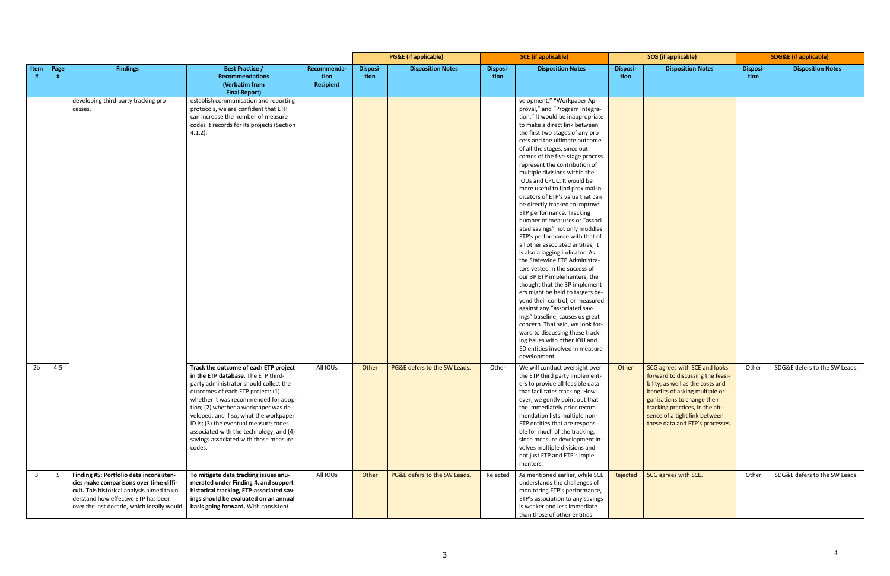| Item # | Page # | Findings | Best Practice / Recommendations (Verbatim from Final Report) | Recommendation Recipient | PG&E (if applicable) | | SCE (if applicable) | | SCG (if applicable) | | SDG&E (if applicable) | |
|---|---|---|---|---|---|---|---|---|---|---|---|---|
| | | | | | Disposition | Disposition Notes | Disposition | Disposition Notes | Disposition | Disposition Notes | Disposition | Disposition Notes |
| | | developing third-party tracking processes. | establish communication and reporting protocols, we are confident that ETP can increase the number of measure codes it records for its projects (Section 4.1.2). | | | | | velopment," "Workpaper Approval," and "Program Integration." It would be inappropriate to make a direct link between the first two stages of any process and the ultimate outcome of all the stages, since outcomes of the five-stage process represent the contribution of multiple divisions within the IOUs and CPUC. It would be more useful to find proximal indicators of ETP's value that can be directly tracked to improve ETP performance. Tracking number of measures or "associated savings" not only muddles ETP's performance with that of all other associated entities, it is also a lagging indicator. As the Statewide ETP Administrators vested in the success of our 3P ETP implementers, the thought that the 3P implementers might be held to targets beyond their control, or measured against any "associated savings" baseline, causes us great concern. That said, we look forward to discussing these tracking issues with other IOU and ED entities involved in measure development. | | | | |
| 2b | 4-5 | | **Track the outcome of each ETP project in the ETP database.** The ETP third-party administrator should collect the outcomes of each ETP project: (1) whether it was recommended for adoption; (2) whether a workpaper was developed, and if so, what the workpaper ID is; (3) the eventual measure codes associated with the technology; and (4) savings associated with those measure codes. | All IOUs | Other | PG&E defers to the SW Leads. | Other | We will conduct oversight over the ETP third party implementers to provide all feasible data that facilitates tracking. However, we gently point out that the immediately prior recommendation lists multiple non-ETP entities that are responsible for much of the tracking, since measure development involves multiple divisions and not just ETP and ETP's implementers. | Other | SCG agrees with SCE and looks forward to discussing the feasibility, as well as the costs and benefits of asking multiple organizations to change their tracking practices, in the absence of a tight link between these data and ETP's processes. | Other | SDG&E defers to the SW Leads. |
| 3 | 5 | **Finding #5: Portfolio data inconsistencies make comparisons over time difficult.** This historical analysis aimed to understand how effective ETP has been over the last decade, which ideally would | **To mitigate data tracking issues enumerated under Finding 4, and support historical tracking, ETP-associated savings should be evaluated on an annual basis going forward.** With consistent | All IOUs | Other | PG&E defers to the SW Leads. | Rejected | As mentioned earlier, while SCE understands the challenges of monitoring ETP's performance, ETP's association to any savings is weaker and less immediate than those of other entities. | Rejected | SCG agrees with SCE. | Other | SDG&E defers to the SW Leads. |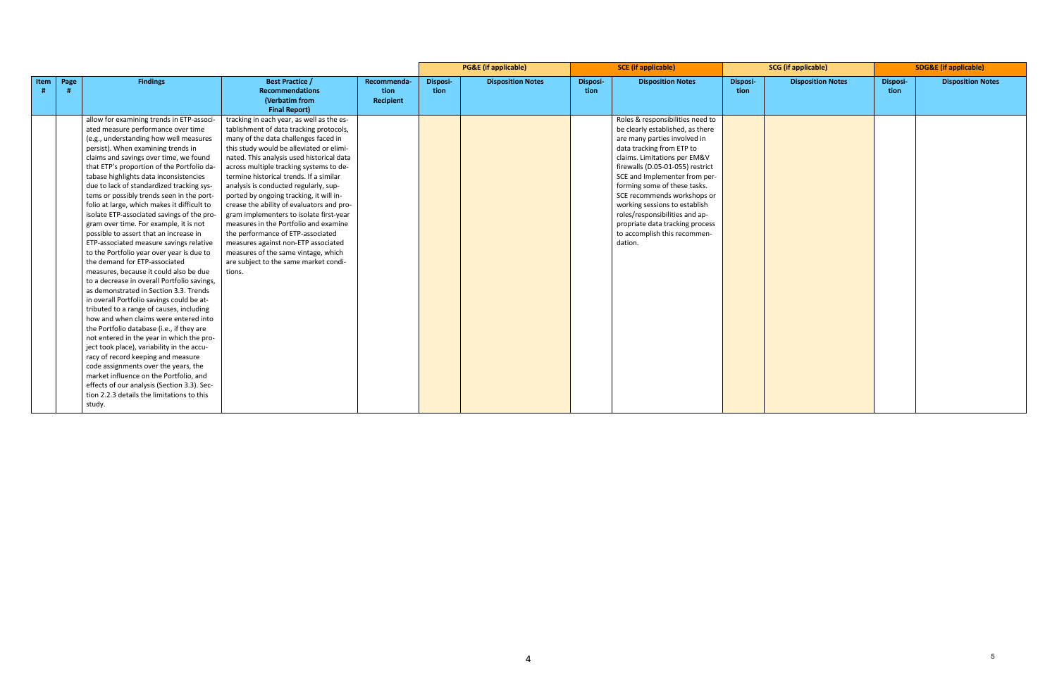| Item # | Page # | Findings | Best Practice / Recommendations (Verbatim from Final Report) | Recommendation Recipient | PG&E (if applicable) | | SCE (if applicable) | | SCG (if applicable) | | SDG&E (if applicable) | |
|---|---|---|---|---|---|---|---|---|---|---|---|---|
| | | | | | Disposition | Disposition Notes | Disposition | Disposition Notes | Disposition | Disposition Notes | Disposition | Disposition Notes |
| | | allow for examining trends in ETP-associated measure performance over time (e.g., understanding how well measures persist). When examining trends in claims and savings over time, we found that ETP's proportion of the Portfolio database highlights data inconsistencies due to lack of standardized tracking systems or possibly trends seen in the portfolio at large, which makes it difficult to isolate ETP-associated savings of the program over time. For example, it is not possible to assert that an increase in ETP-associated measure savings relative to the Portfolio year over year is due to the demand for ETP-associated measures, because it could also be due to a decrease in overall Portfolio savings, as demonstrated in Section 3.3. Trends in overall Portfolio savings could be attributed to a range of causes, including how and when claims were entered into the Portfolio database (i.e., if they are not entered in the year in which the project took place), variability in the accuracy of record keeping and measure code assignments over the years, the market influence on the Portfolio, and effects of our analysis (Section 3.3). Section 2.2.3 details the limitations to this study. | tracking in each year, as well as the establishment of data tracking protocols, many of the data challenges faced in this study would be alleviated or eliminated. This analysis used historical data across multiple tracking systems to determine historical trends. If a similar analysis is conducted regularly, supported by ongoing tracking, it will increase the ability of evaluators and program implementers to isolate first-year measures in the Portfolio and examine the performance of ETP-associated measures against non-ETP associated measures of the same vintage, which are subject to the same market conditions. | | | | | Roles & responsibilities need to be clearly established, as there are many parties involved in data tracking from ETP to claims. Limitations per EM&V firewalls (D.05-01-055) restrict SCE and Implementer from performing some of these tasks. SCE recommends workshops or working sessions to establish roles/responsibilities and appropriate data tracking process to accomplish this recommendation. | | | | |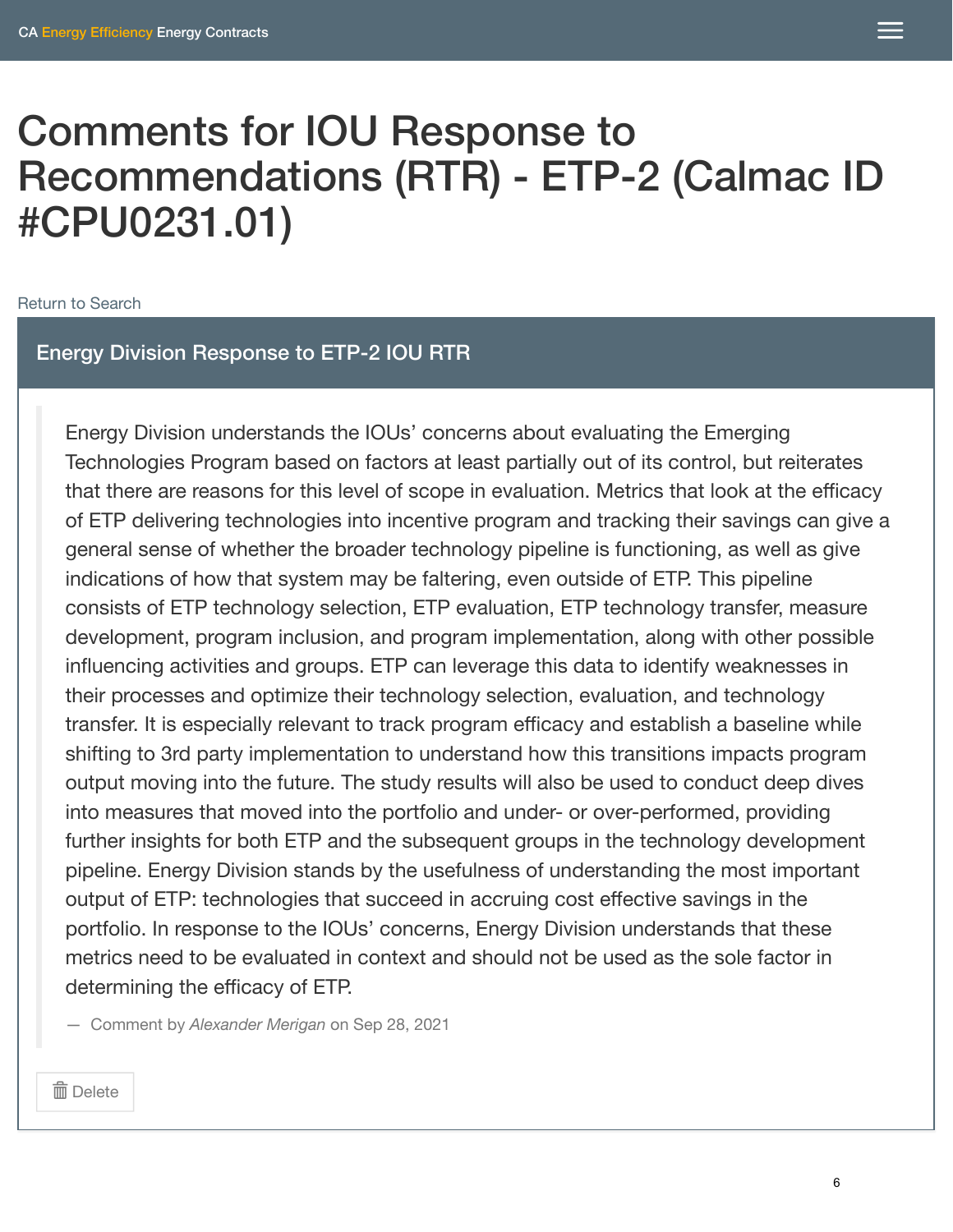CA Energy Efficiency Energy Contracts

# Comments for IOU Response to Recommendations (RTR) - ETP-2 (Calmac ID #CPU0231.01)

Return to Search

## Energy Division Response to ETP-2 IOU RTR

> Energy Division understands the IOUs' concerns about evaluating the Emerging Technologies Program based on factors at least partially out of its control, but reiterates that there are reasons for this level of scope in evaluation. Metrics that look at the efficacy of ETP delivering technologies into incentive program and tracking their savings can give a general sense of whether the broader technology pipeline is functioning, as well as give indications of how that system may be faltering, even outside of ETP. This pipeline consists of ETP technology selection, ETP evaluation, ETP technology transfer, measure development, program inclusion, and program implementation, along with other possible influencing activities and groups. ETP can leverage this data to identify weaknesses in their processes and optimize their technology selection, evaluation, and technology transfer. It is especially relevant to track program efficacy and establish a baseline while shifting to 3rd party implementation to understand how this transitions impacts program output moving into the future. The study results will also be used to conduct deep dives into measures that moved into the portfolio and under- or over-performed, providing further insights for both ETP and the subsequent groups in the technology development pipeline. Energy Division stands by the usefulness of understanding the most important output of ETP: technologies that succeed in accruing cost effective savings in the portfolio. In response to the IOUs' concerns, Energy Division understands that these metrics need to be evaluated in context and should not be used as the sole factor in determining the efficacy of ETP.
>
> — Comment by *Alexander Merigan* on Sep 28, 2021

Delete